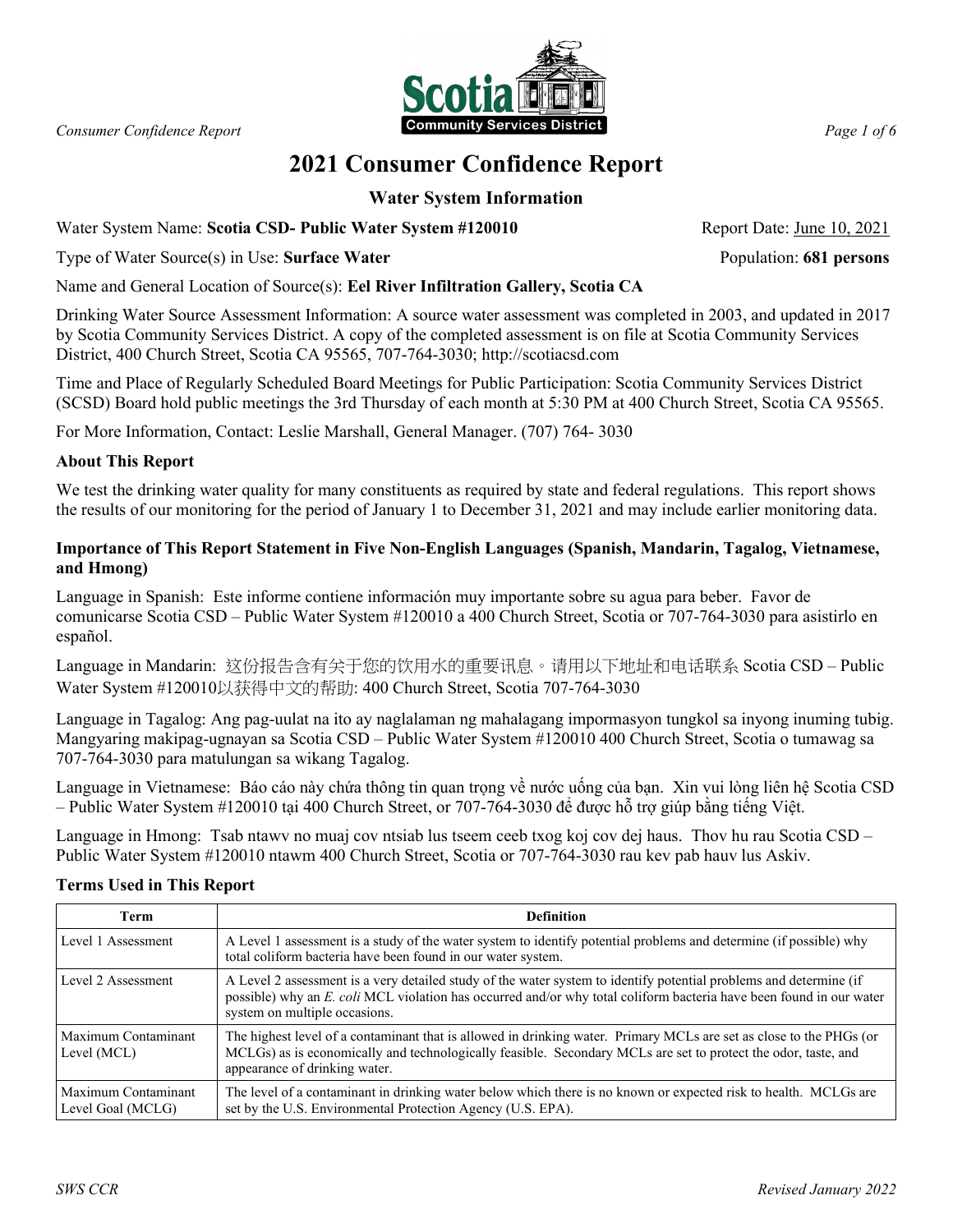// 2021 Consumer Confidence Report

# 2021 Consumer Confidence Report

## Water System Information

Water System Name: **Scotia CSD- Public Water System #120010**

Report Date: June 10, 2021

Type of Water Source(s) in Use: **Surface Water**

Population: **681 persons**

Name and General Location of Source(s): **Eel River Infiltration Gallery, Scotia CA**

Drinking Water Source Assessment Information: A source water assessment was completed in 2003, and updated in 2017 by Scotia Community Services District. A copy of the completed assessment is on file at Scotia Community Services District, 400 Church Street, Scotia CA 95565, 707-764-3030; http://scotiacsd.com

Time and Place of Regularly Scheduled Board Meetings for Public Participation: Scotia Community Services District (SCSD) Board hold public meetings the 3rd Thursday of each month at 5:30 PM at 400 Church Street, Scotia CA 95565.

For More Information, Contact: Leslie Marshall, General Manager. (707) 764- 3030

### About This Report

We test the drinking water quality for many constituents as required by state and federal regulations. This report shows the results of our monitoring for the period of January 1 to December 31, 2021 and may include earlier monitoring data.

#### Importance of This Report Statement in Five Non-English Languages (Spanish, Mandarin, Tagalog, Vietnamese, and Hmong)

Language in Spanish: Este informe contiene información muy importante sobre su agua para beber. Favor de comunicarse Scotia CSD – Public Water System #120010 a 400 Church Street, Scotia or 707-764-3030 para asistirlo en español.

Language in Mandarin: 这份报告含有关于您的饮用水的重要讯息。请用以下地址和电话联系 Scotia CSD – Public Water System #120010以获得中文的帮助: 400 Church Street, Scotia 707-764-3030

Language in Tagalog: Ang pag-uulat na ito ay naglalaman ng mahalagang impormasyon tungkol sa inyong inuming tubig. Mangyaring makipag-ugnayan sa Scotia CSD – Public Water System #120010 400 Church Street, Scotia o tumawag sa 707-764-3030 para matulungan sa wikang Tagalog.

Language in Vietnamese: Báo cáo này chứa thông tin quan trọng về nước uống của bạn. Xin vui lòng liên hệ Scotia CSD – Public Water System #120010 tại 400 Church Street, or 707-764-3030 để được hỗ trợ giúp bằng tiếng Việt.

Language in Hmong: Tsab ntawv no muaj cov ntsiab lus tseem ceeb txog koj cov dej haus. Thov hu rau Scotia CSD – Public Water System #120010 ntawm 400 Church Street, Scotia or 707-764-3030 rau kev pab hauv lus Askiv.

### Terms Used in This Report

| Term | Definition |
|---|---|
| Level 1 Assessment | A Level 1 assessment is a study of the water system to identify potential problems and determine (if possible) why total coliform bacteria have been found in our water system. |
| Level 2 Assessment | A Level 2 assessment is a very detailed study of the water system to identify potential problems and determine (if possible) why an *E. coli* MCL violation has occurred and/or why total coliform bacteria have been found in our water system on multiple occasions. |
| Maximum Contaminant Level (MCL) | The highest level of a contaminant that is allowed in drinking water. Primary MCLs are set as close to the PHGs (or MCLGs) as is economically and technologically feasible. Secondary MCLs are set to protect the odor, taste, and appearance of drinking water. |
| Maximum Contaminant Level Goal (MCLG) | The level of a contaminant in drinking water below which there is no known or expected risk to health. MCLGs are set by the U.S. Environmental Protection Agency (U.S. EPA). |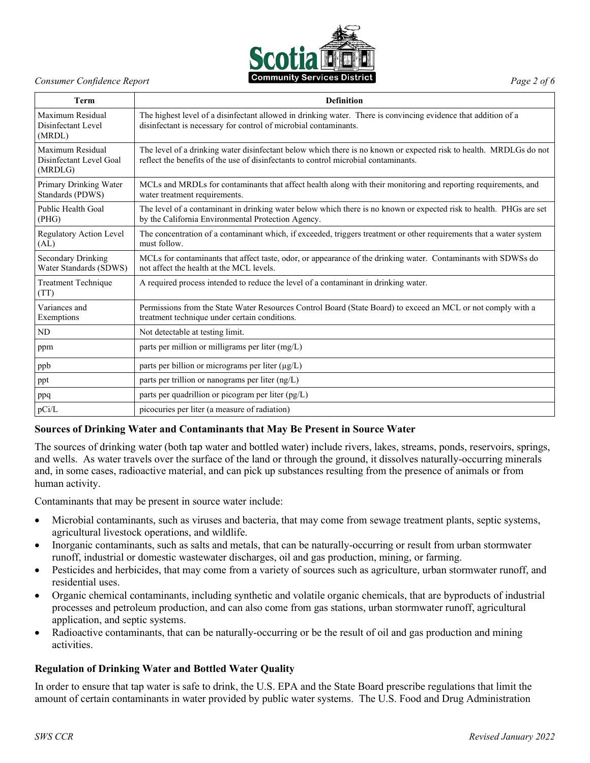| Term | Definition |
|---|---|
| Maximum Residual Disinfectant Level (MRDL) | The highest level of a disinfectant allowed in drinking water. There is convincing evidence that addition of a disinfectant is necessary for control of microbial contaminants. |
| Maximum Residual Disinfectant Level Goal (MRDLG) | The level of a drinking water disinfectant below which there is no known or expected risk to health. MRDLGs do not reflect the benefits of the use of disinfectants to control microbial contaminants. |
| Primary Drinking Water Standards (PDWS) | MCLs and MRDLs for contaminants that affect health along with their monitoring and reporting requirements, and water treatment requirements. |
| Public Health Goal (PHG) | The level of a contaminant in drinking water below which there is no known or expected risk to health. PHGs are set by the California Environmental Protection Agency. |
| Regulatory Action Level (AL) | The concentration of a contaminant which, if exceeded, triggers treatment or other requirements that a water system must follow. |
| Secondary Drinking Water Standards (SDWS) | MCLs for contaminants that affect taste, odor, or appearance of the drinking water. Contaminants with SDWSs do not affect the health at the MCL levels. |
| Treatment Technique (TT) | A required process intended to reduce the level of a contaminant in drinking water. |
| Variances and Exemptions | Permissions from the State Water Resources Control Board (State Board) to exceed an MCL or not comply with a treatment technique under certain conditions. |
| ND | Not detectable at testing limit. |
| ppm | parts per million or milligrams per liter (mg/L) |
| ppb | parts per billion or micrograms per liter (μg/L) |
| ppt | parts per trillion or nanograms per liter (ng/L) |
| ppq | parts per quadrillion or picogram per liter (pg/L) |
| pCi/L | picocuries per liter (a measure of radiation) |

**Sources of Drinking Water and Contaminants that May Be Present in Source Water**

The sources of drinking water (both tap water and bottled water) include rivers, lakes, streams, ponds, reservoirs, springs, and wells. As water travels over the surface of the land or through the ground, it dissolves naturally-occurring minerals and, in some cases, radioactive material, and can pick up substances resulting from the presence of animals or from human activity.

Contaminants that may be present in source water include:

- Microbial contaminants, such as viruses and bacteria, that may come from sewage treatment plants, septic systems, agricultural livestock operations, and wildlife.
- Inorganic contaminants, such as salts and metals, that can be naturally-occurring or result from urban stormwater runoff, industrial or domestic wastewater discharges, oil and gas production, mining, or farming.
- Pesticides and herbicides, that may come from a variety of sources such as agriculture, urban stormwater runoff, and residential uses.
- Organic chemical contaminants, including synthetic and volatile organic chemicals, that are byproducts of industrial processes and petroleum production, and can also come from gas stations, urban stormwater runoff, agricultural application, and septic systems.
- Radioactive contaminants, that can be naturally-occurring or be the result of oil and gas production and mining activities.

**Regulation of Drinking Water and Bottled Water Quality**

In order to ensure that tap water is safe to drink, the U.S. EPA and the State Board prescribe regulations that limit the amount of certain contaminants in water provided by public water systems. The U.S. Food and Drug Administration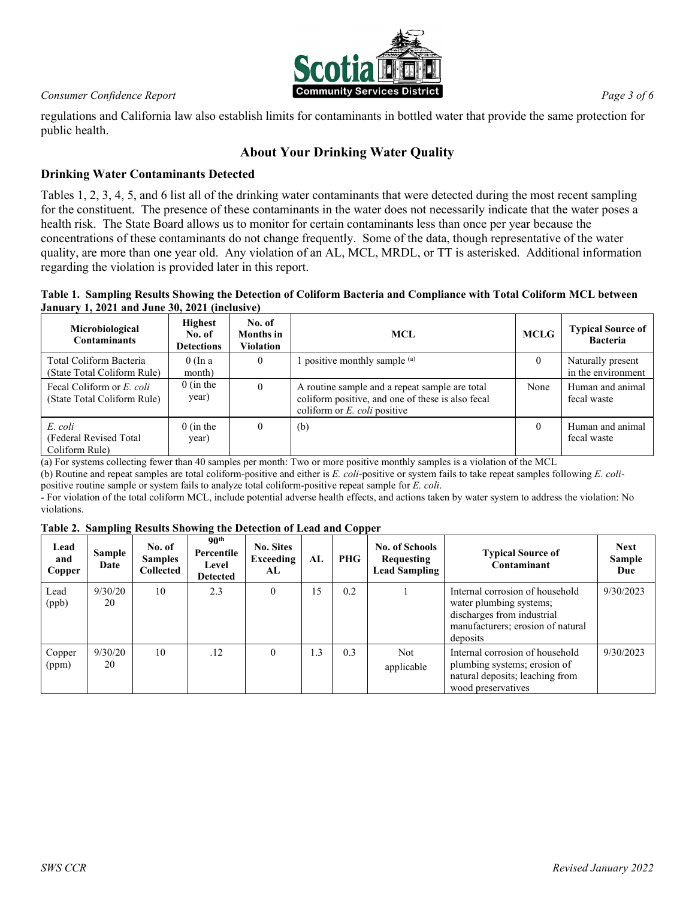regulations and California law also establish limits for contaminants in bottled water that provide the same protection for public health.

## About Your Drinking Water Quality

### Drinking Water Contaminants Detected

Tables 1, 2, 3, 4, 5, and 6 list all of the drinking water contaminants that were detected during the most recent sampling for the constituent. The presence of these contaminants in the water does not necessarily indicate that the water poses a health risk. The State Board allows us to monitor for certain contaminants less than once per year because the concentrations of these contaminants do not change frequently. Some of the data, though representative of the water quality, are more than one year old. Any violation of an AL, MCL, MRDL, or TT is asterisked. Additional information regarding the violation is provided later in this report.

**Table 1. Sampling Results Showing the Detection of Coliform Bacteria and Compliance with Total Coliform MCL between January 1, 2021 and June 30, 2021 (inclusive)**

| Microbiological Contaminants | Highest No. of Detections | No. of Months in Violation | MCL | MCLG | Typical Source of Bacteria |
|---|---|---|---|---|---|
| Total Coliform Bacteria (State Total Coliform Rule) | 0 (In a month) | 0 | 1 positive monthly sample [(a)] | 0 | Naturally present in the environment |
| Fecal Coliform or *E. coli* (State Total Coliform Rule) | 0 (in the year) | 0 | A routine sample and a repeat sample are total coliform positive, and one of these is also fecal coliform or *E. coli* positive | None | Human and animal fecal waste |
| *E. coli* (Federal Revised Total Coliform Rule) | 0 (in the year) | 0 | (b) | 0 | Human and animal fecal waste |

(a) For systems collecting fewer than 40 samples per month: Two or more positive monthly samples is a violation of the MCL

(b) Routine and repeat samples are total coliform-positive and either is *E. coli*-positive or system fails to take repeat samples following *E. coli*-positive routine sample or system fails to analyze total coliform-positive repeat sample for *E. coli*.

- For violation of the total coliform MCL, include potential adverse health effects, and actions taken by water system to address the violation: No violations.

**Table 2. Sampling Results Showing the Detection of Lead and Copper**

| Lead and Copper | Sample Date | No. of Samples Collected | 90th Percentile Level Detected | No. Sites Exceeding AL | AL | PHG | No. of Schools Requesting Lead Sampling | Typical Source of Contaminant | Next Sample Due |
|---|---|---|---|---|---|---|---|---|---|
| Lead (ppb) | 9/30/20 20 | 10 | 2.3 | 0 | 15 | 0.2 | 1 | Internal corrosion of household water plumbing systems; discharges from industrial manufacturers; erosion of natural deposits | 9/30/2023 |
| Copper (ppm) | 9/30/20 20 | 10 | .12 | 0 | 1.3 | 0.3 | Not applicable | Internal corrosion of household plumbing systems; erosion of natural deposits; leaching from wood preservatives | 9/30/2023 |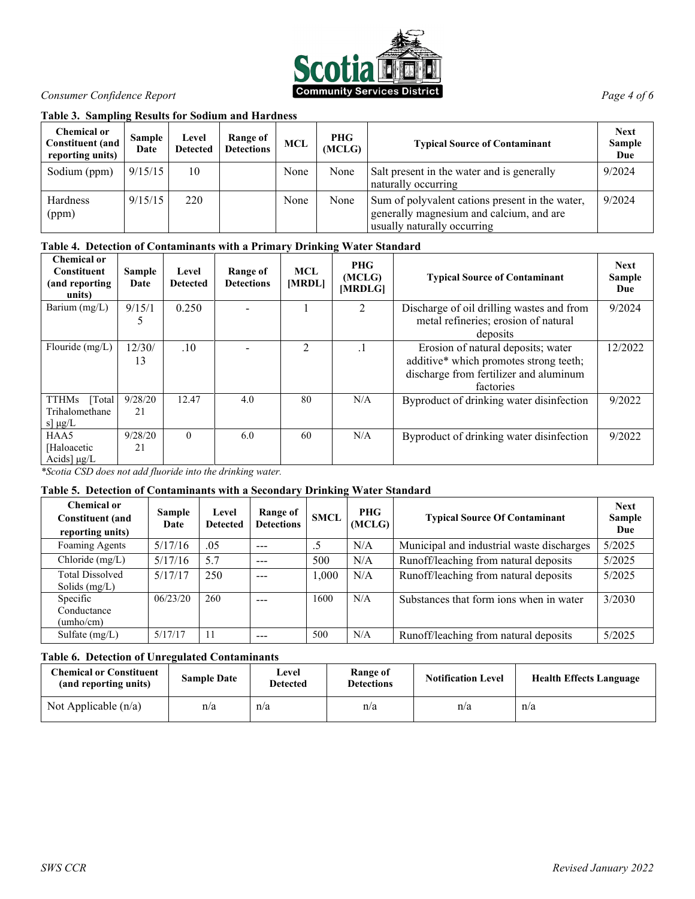### Table 3. Sampling Results for Sodium and Hardness

| Chemical or Constituent (and reporting units) | Sample Date | Level Detected | Range of Detections | MCL | PHG (MCLG) | Typical Source of Contaminant | Next Sample Due |
|---|---|---|---|---|---|---|---|
| Sodium (ppm) | 9/15/15 | 10 | | None | None | Salt present in the water and is generally naturally occurring | 9/2024 |
| Hardness (ppm) | 9/15/15 | 220 | | None | None | Sum of polyvalent cations present in the water, generally magnesium and calcium, and are usually naturally occurring | 9/2024 |

### Table 4. Detection of Contaminants with a Primary Drinking Water Standard

| Chemical or Constituent (and reporting units) | Sample Date | Level Detected | Range of Detections | MCL [MRDL] | PHG (MCLG) [MRDLG] | Typical Source of Contaminant | Next Sample Due |
|---|---|---|---|---|---|---|---|
| Barium (mg/L) | 9/15/15 | 0.250 | - | 1 | 2 | Discharge of oil drilling wastes and from metal refineries; erosion of natural deposits | 9/2024 |
| Flouride (mg/L) | 12/30/13 | .10 | - | 2 | .1 | Erosion of natural deposits; water additive* which promotes strong teeth; discharge from fertilizer and aluminum factories | 12/2022 |
| TTHMs [Total Trihalomethanes] μg/L | 9/28/2021 | 12.47 | 4.0 | 80 | N/A | Byproduct of drinking water disinfection | 9/2022 |
| HAA5 [Haloacetic Acids] μg/L | 9/28/2021 | 0 | 6.0 | 60 | N/A | Byproduct of drinking water disinfection | 9/2022 |

*Scotia CSD does not add fluoride into the drinking water.*

### Table 5. Detection of Contaminants with a Secondary Drinking Water Standard

| Chemical or Constituent (and reporting units) | Sample Date | Level Detected | Range of Detections | SMCL | PHG (MCLG) | Typical Source Of Contaminant | Next Sample Due |
|---|---|---|---|---|---|---|---|
| Foaming Agents | 5/17/16 | .05 | --- | .5 | N/A | Municipal and industrial waste discharges | 5/2025 |
| Chloride (mg/L) | 5/17/16 | 5.7 | --- | 500 | N/A | Runoff/leaching from natural deposits | 5/2025 |
| Total Dissolved Solids (mg/L) | 5/17/17 | 250 | --- | 1,000 | N/A | Runoff/leaching from natural deposits | 5/2025 |
| Specific Conductance (umho/cm) | 06/23/20 | 260 | --- | 1600 | N/A | Substances that form ions when in water | 3/2030 |
| Sulfate (mg/L) | 5/17/17 | 11 | --- | 500 | N/A | Runoff/leaching from natural deposits | 5/2025 |

### Table 6. Detection of Unregulated Contaminants

| Chemical or Constituent (and reporting units) | Sample Date | Level Detected | Range of Detections | Notification Level | Health Effects Language |
|---|---|---|---|---|---|
| Not Applicable (n/a) | n/a | n/a | n/a | n/a | n/a |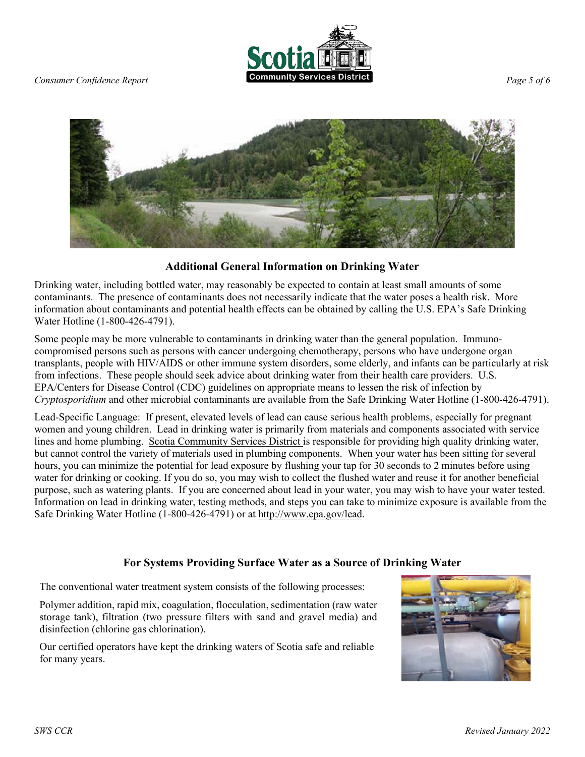## Additional General Information on Drinking Water

Drinking water, including bottled water, may reasonably be expected to contain at least small amounts of some contaminants. The presence of contaminants does not necessarily indicate that the water poses a health risk. More information about contaminants and potential health effects can be obtained by calling the U.S. EPA's Safe Drinking Water Hotline (1-800-426-4791).

Some people may be more vulnerable to contaminants in drinking water than the general population. Immuno-compromised persons such as persons with cancer undergoing chemotherapy, persons who have undergone organ transplants, people with HIV/AIDS or other immune system disorders, some elderly, and infants can be particularly at risk from infections. These people should seek advice about drinking water from their health care providers. U.S. EPA/Centers for Disease Control (CDC) guidelines on appropriate means to lessen the risk of infection by *Cryptosporidium* and other microbial contaminants are available from the Safe Drinking Water Hotline (1-800-426-4791).

Lead-Specific Language: If present, elevated levels of lead can cause serious health problems, especially for pregnant women and young children. Lead in drinking water is primarily from materials and components associated with service lines and home plumbing. Scotia Community Services District is responsible for providing high quality drinking water, but cannot control the variety of materials used in plumbing components. When your water has been sitting for several hours, you can minimize the potential for lead exposure by flushing your tap for 30 seconds to 2 minutes before using water for drinking or cooking. If you do so, you may wish to collect the flushed water and reuse it for another beneficial purpose, such as watering plants. If you are concerned about lead in your water, you may wish to have your water tested. Information on lead in drinking water, testing methods, and steps you can take to minimize exposure is available from the Safe Drinking Water Hotline (1-800-426-4791) or at http://www.epa.gov/lead.

## For Systems Providing Surface Water as a Source of Drinking Water

The conventional water treatment system consists of the following processes:

Polymer addition, rapid mix, coagulation, flocculation, sedimentation (raw water storage tank), filtration (two pressure filters with sand and gravel media) and disinfection (chlorine gas chlorination).

Our certified operators have kept the drinking waters of Scotia safe and reliable for many years.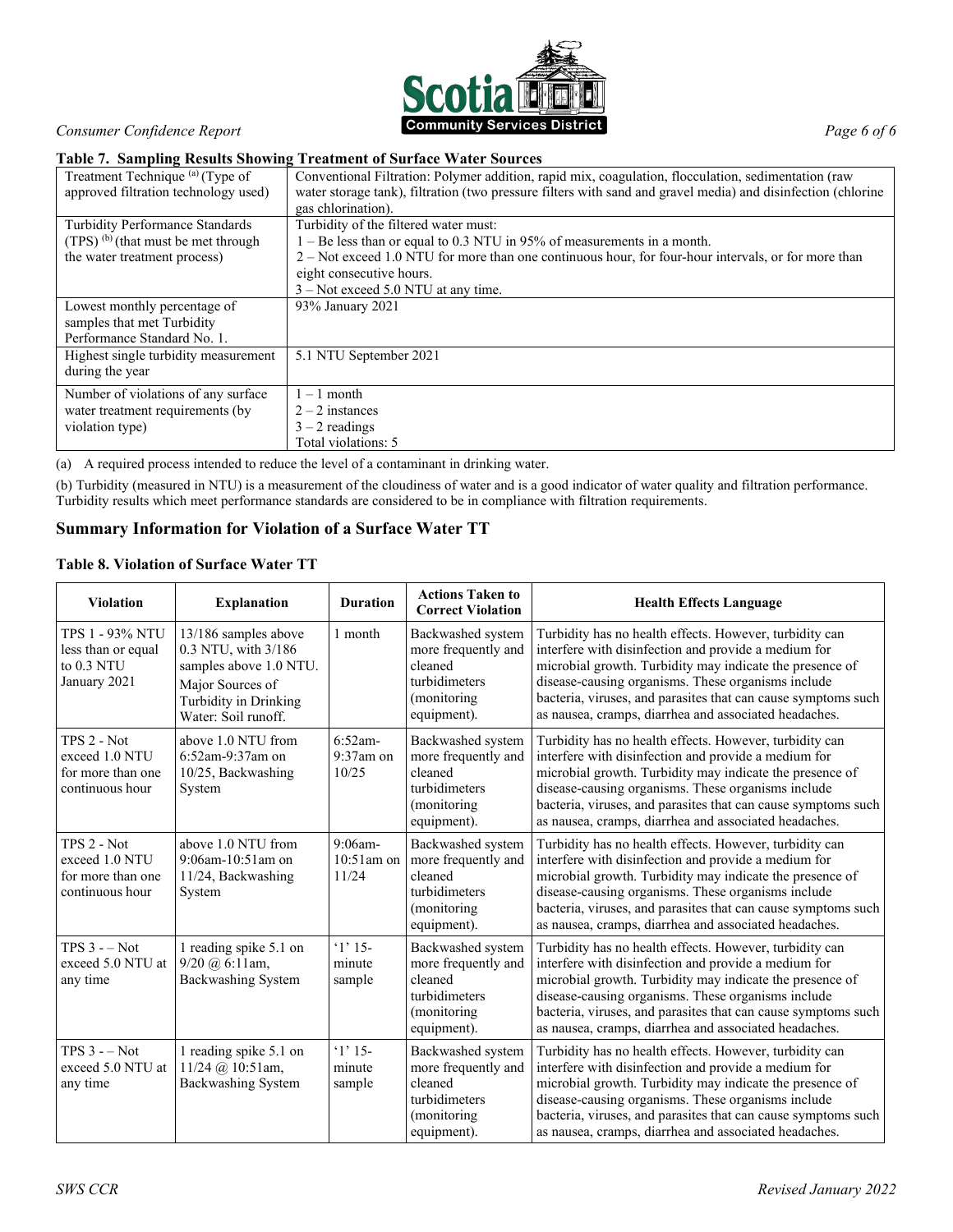**Table 7. Sampling Results Showing Treatment of Surface Water Sources**

| | |
|---|---|
| Treatment Technique [(a)] (Type of approved filtration technology used) | Conventional Filtration: Polymer addition, rapid mix, coagulation, flocculation, sedimentation (raw water storage tank), filtration (two pressure filters with sand and gravel media) and disinfection (chlorine gas chlorination). |
| Turbidity Performance Standards (TPS) [(b)] (that must be met through the water treatment process) | Turbidity of the filtered water must:<br>1 – Be less than or equal to 0.3 NTU in 95% of measurements in a month.<br>2 – Not exceed 1.0 NTU for more than one continuous hour, for four-hour intervals, or for more than eight consecutive hours.<br>3 – Not exceed 5.0 NTU at any time. |
| Lowest monthly percentage of samples that met Turbidity Performance Standard No. 1. | 93% January 2021 |
| Highest single turbidity measurement during the year | 5.1 NTU September 2021 |
| Number of violations of any surface water treatment requirements (by violation type) | 1 – 1 month<br>2 – 2 instances<br>3 – 2 readings<br>Total violations: 5 |

(a) A required process intended to reduce the level of a contaminant in drinking water.

(b) Turbidity (measured in NTU) is a measurement of the cloudiness of water and is a good indicator of water quality and filtration performance. Turbidity results which meet performance standards are considered to be in compliance with filtration requirements.

## Summary Information for Violation of a Surface Water TT

**Table 8. Violation of Surface Water TT**

| Violation | Explanation | Duration | Actions Taken to Correct Violation | Health Effects Language |
|---|---|---|---|---|
| TPS 1 - 93% NTU less than or equal to 0.3 NTU January 2021 | 13/186 samples above 0.3 NTU, with 3/186 samples above 1.0 NTU. Major Sources of Turbidity in Drinking Water: Soil runoff. | 1 month | Backwashed system more frequently and cleaned turbidimeters (monitoring equipment). | Turbidity has no health effects. However, turbidity can interfere with disinfection and provide a medium for microbial growth. Turbidity may indicate the presence of disease-causing organisms. These organisms include bacteria, viruses, and parasites that can cause symptoms such as nausea, cramps, diarrhea and associated headaches. |
| TPS 2 - Not exceed 1.0 NTU for more than one continuous hour | above 1.0 NTU from 6:52am-9:37am on 10/25, Backwashing System | 6:52am-9:37am on 10/25 | Backwashed system more frequently and cleaned turbidimeters (monitoring equipment). | Turbidity has no health effects. However, turbidity can interfere with disinfection and provide a medium for microbial growth. Turbidity may indicate the presence of disease-causing organisms. These organisms include bacteria, viruses, and parasites that can cause symptoms such as nausea, cramps, diarrhea and associated headaches. |
| TPS 2 - Not exceed 1.0 NTU for more than one continuous hour | above 1.0 NTU from 9:06am-10:51am on 11/24, Backwashing System | 9:06am-10:51am on 11/24 | Backwashed system more frequently and cleaned turbidimeters (monitoring equipment). | Turbidity has no health effects. However, turbidity can interfere with disinfection and provide a medium for microbial growth. Turbidity may indicate the presence of disease-causing organisms. These organisms include bacteria, viruses, and parasites that can cause symptoms such as nausea, cramps, diarrhea and associated headaches. |
| TPS 3 - – Not exceed 5.0 NTU at any time | 1 reading spike 5.1 on 9/20 @ 6:11am, Backwashing System | '1' 15-minute sample | Backwashed system more frequently and cleaned turbidimeters (monitoring equipment). | Turbidity has no health effects. However, turbidity can interfere with disinfection and provide a medium for microbial growth. Turbidity may indicate the presence of disease-causing organisms. These organisms include bacteria, viruses, and parasites that can cause symptoms such as nausea, cramps, diarrhea and associated headaches. |
| TPS 3 - – Not exceed 5.0 NTU at any time | 1 reading spike 5.1 on 11/24 @ 10:51am, Backwashing System | '1' 15-minute sample | Backwashed system more frequently and cleaned turbidimeters (monitoring equipment). | Turbidity has no health effects. However, turbidity can interfere with disinfection and provide a medium for microbial growth. Turbidity may indicate the presence of disease-causing organisms. These organisms include bacteria, viruses, and parasites that can cause symptoms such as nausea, cramps, diarrhea and associated headaches. |